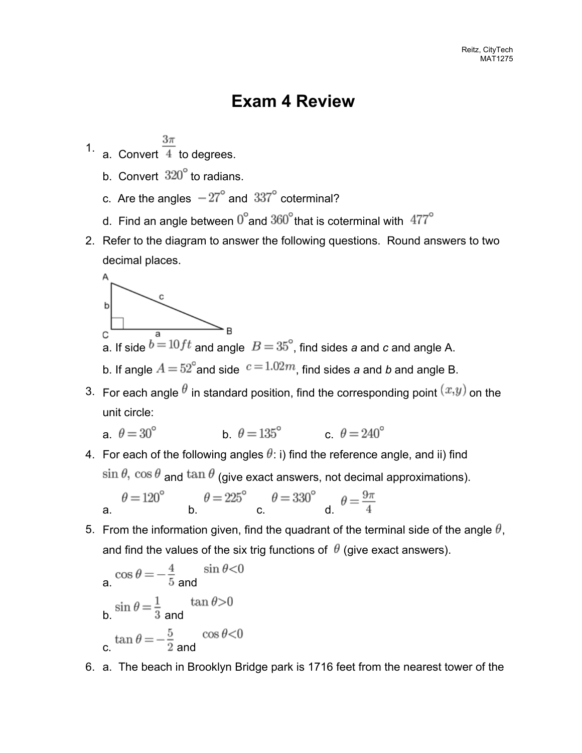# Exam 4 Review

1. a. Convert $\frac{3\pi}{4}$ to degrees.

   b. Convert $320^\circ$ to radians.

   c. Are the angles $-27^\circ$ and $337^\circ$ coterminal?

   d. Find an angle between $0^\circ$ and $360^\circ$ that is coterminal with $477^\circ$

2. Refer to the diagram to answer the following questions. Round answers to two decimal places.

   a. If side $b = 10ft$ and angle $B = 35^\circ$, find sides *a* and *c* and angle A.

   b. If angle $A = 52^\circ$ and side $c = 1.02m$, find sides *a* and *b* and angle B.

3. For each angle $\theta$ in standard position, find the corresponding point $(x,y)$ on the unit circle:

   a. $\theta = 30^\circ$ b. $\theta = 135^\circ$ c. $\theta = 240^\circ$

4. For each of the following angles $\theta$: i) find the reference angle, and ii) find $\sin\theta$, $\cos\theta$ and $\tan\theta$ (give exact answers, not decimal approximations).

   a. $\theta = 120^\circ$ b. $\theta = 225^\circ$ c. $\theta = 330^\circ$ d. $\theta = \frac{9\pi}{4}$

5. From the information given, find the quadrant of the terminal side of the angle $\theta$, and find the values of the six trig functions of $\theta$ (give exact answers).

   a. $\cos\theta = -\frac{4}{5}$ and $\sin\theta < 0$

   b. $\sin\theta = \frac{1}{3}$ and $\tan\theta > 0$

   c. $\tan\theta = -\frac{5}{2}$ and $\cos\theta < 0$

6. a. The beach in Brooklyn Bridge park is 1716 feet from the nearest tower of the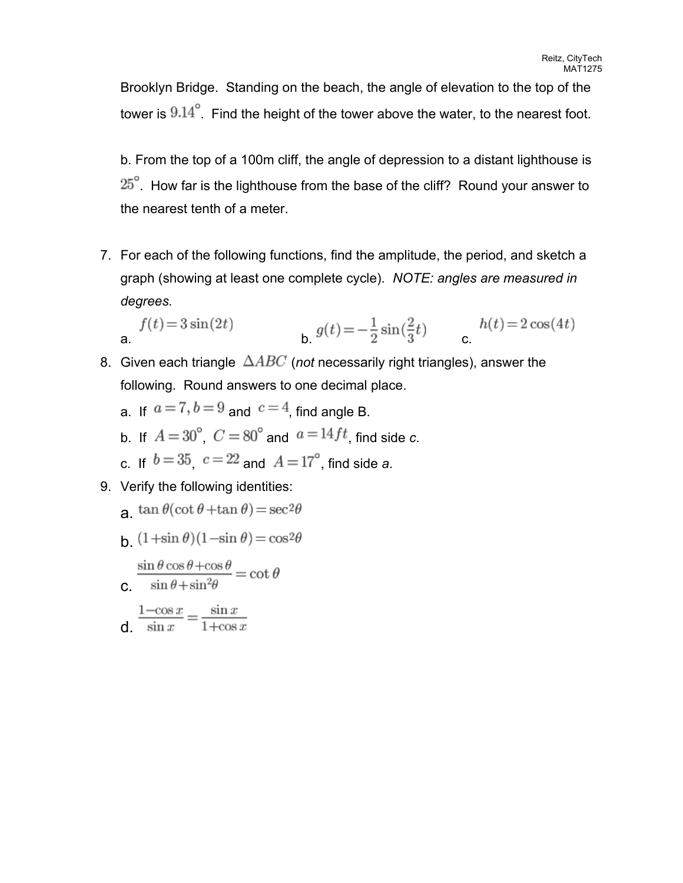Brooklyn Bridge. Standing on the beach, the angle of elevation to the top of the tower is $9.14^\circ$. Find the height of the tower above the water, to the nearest foot.

b. From the top of a 100m cliff, the angle of depression to a distant lighthouse is $25^\circ$. How far is the lighthouse from the base of the cliff? Round your answer to the nearest tenth of a meter.

7. For each of the following functions, find the amplitude, the period, and sketch a graph (showing at least one complete cycle). *NOTE: angles are measured in degrees.*

   a. $f(t)=3\sin(2t)$ b. $g(t)=-\frac{1}{2}\sin(\frac{2}{3}t)$ c. $h(t)=2\cos(4t)$

8. Given each triangle $\Delta ABC$ (*not* necessarily right triangles), answer the following. Round answers to one decimal place.

   a. If $a=7, b=9$ and $c=4$, find angle B.

   b. If $A=30^\circ$, $C=80^\circ$ and $a=14ft$, find side *c*.

   c. If $b=35$, $c=22$ and $A=17^\circ$, find side *a*.

9. Verify the following identities:

   a. $\tan\theta(\cot\theta+\tan\theta)=\sec^2\theta$

   b. $(1+\sin\theta)(1-\sin\theta)=\cos^2\theta$

   c. $\frac{\sin\theta\cos\theta+\cos\theta}{\sin\theta+\sin^2\theta}=\cot\theta$

   d. $\frac{1-\cos x}{\sin x}=\frac{\sin x}{1+\cos x}$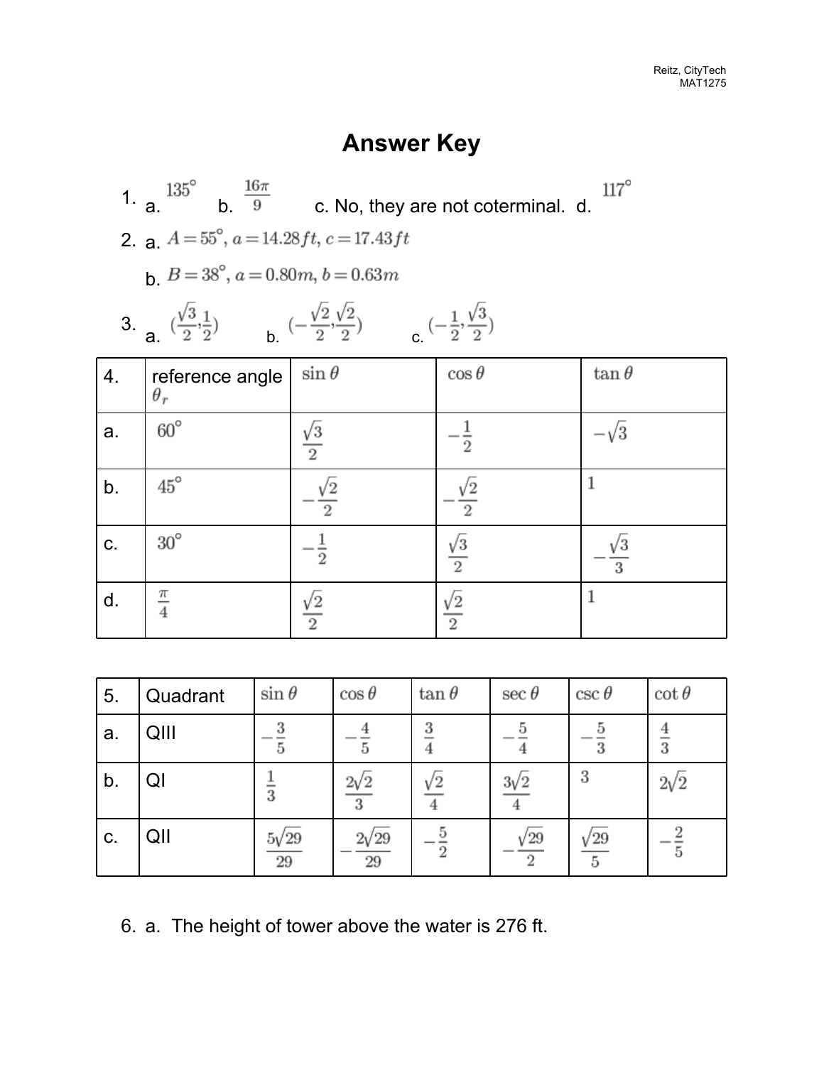# Answer Key

1. a. $135^\circ$ b. $\frac{16\pi}{9}$ c. No, they are not coterminal. d. $117^\circ$

2. a. $A=55^\circ, a=14.28ft, c=17.43ft$

   b. $B=38^\circ, a=0.80m, b=0.63m$

3. a. $(\frac{\sqrt{3}}{2}, \frac{1}{2})$ b. $(-\frac{\sqrt{2}}{2}, \frac{\sqrt{2}}{2})$ c. $(-\frac{1}{2}, \frac{\sqrt{3}}{2})$

| 4. | reference angle $\theta_r$ | $\sin\theta$ | $\cos\theta$ | $\tan\theta$ |
|---|---|---|---|---|
| a. | $60^\circ$ | $\frac{\sqrt{3}}{2}$ | $-\frac{1}{2}$ | $-\sqrt{3}$ |
| b. | $45^\circ$ | $-\frac{\sqrt{2}}{2}$ | $-\frac{\sqrt{2}}{2}$ | $1$ |
| c. | $30^\circ$ | $-\frac{1}{2}$ | $\frac{\sqrt{3}}{2}$ | $-\frac{\sqrt{3}}{3}$ |
| d. | $\frac{\pi}{4}$ | $\frac{\sqrt{2}}{2}$ | $\frac{\sqrt{2}}{2}$ | $1$ |

| 5. | Quadrant | $\sin\theta$ | $\cos\theta$ | $\tan\theta$ | $\sec\theta$ | $\csc\theta$ | $\cot\theta$ |
|---|---|---|---|---|---|---|---|
| a. | QIII | $-\frac{3}{5}$ | $-\frac{4}{5}$ | $\frac{3}{4}$ | $-\frac{5}{4}$ | $-\frac{5}{3}$ | $\frac{4}{3}$ |
| b. | QI | $\frac{1}{3}$ | $\frac{2\sqrt{2}}{3}$ | $\frac{\sqrt{2}}{4}$ | $\frac{3\sqrt{2}}{4}$ | $3$ | $2\sqrt{2}$ |
| c. | QII | $\frac{5\sqrt{29}}{29}$ | $-\frac{2\sqrt{29}}{29}$ | $-\frac{5}{2}$ | $-\frac{\sqrt{29}}{2}$ | $\frac{\sqrt{29}}{5}$ | $-\frac{2}{5}$ |

6. a. The height of tower above the water is 276 ft.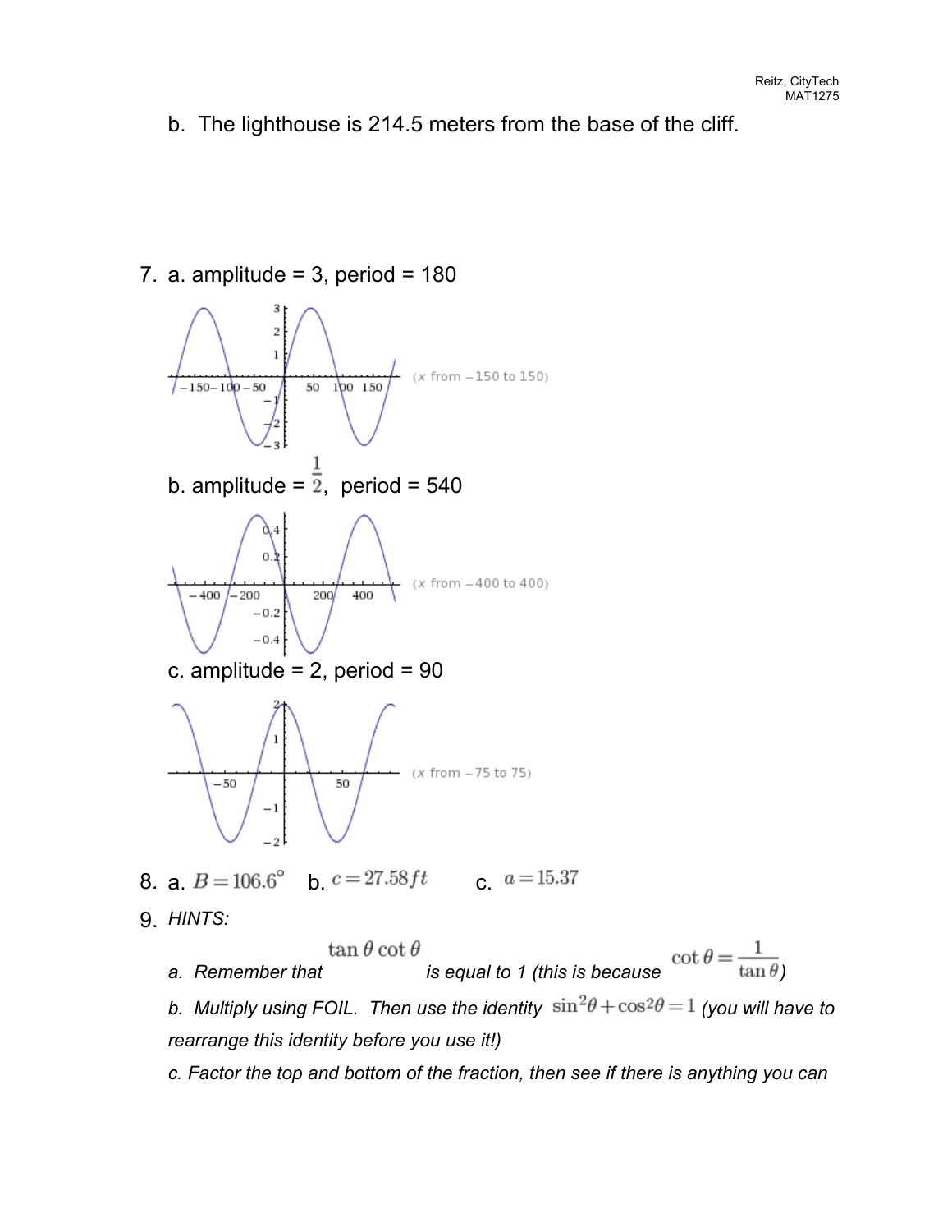b. The lighthouse is 214.5 meters from the base of the cliff.

7. a. amplitude = 3, period = 180

(x from −150 to 150)

b. amplitude = $\frac{1}{2}$, period = 540

(x from −400 to 400)

c. amplitude = 2, period = 90

(x from −75 to 75)

8. a. $B = 106.6°$ b. $c = 27.58 ft$ c. $a = 15.37$

9. *HINTS:*

   a. *Remember that* $\tan\theta\cot\theta$ *is equal to 1 (this is because* $\cot\theta = \frac{1}{\tan\theta}$*)*

   b. *Multiply using FOIL. Then use the identity* $\sin^2\theta + \cos^2\theta = 1$ *(you will have to rearrange this identity before you use it!)*

   c. *Factor the top and bottom of the fraction, then see if there is anything you can*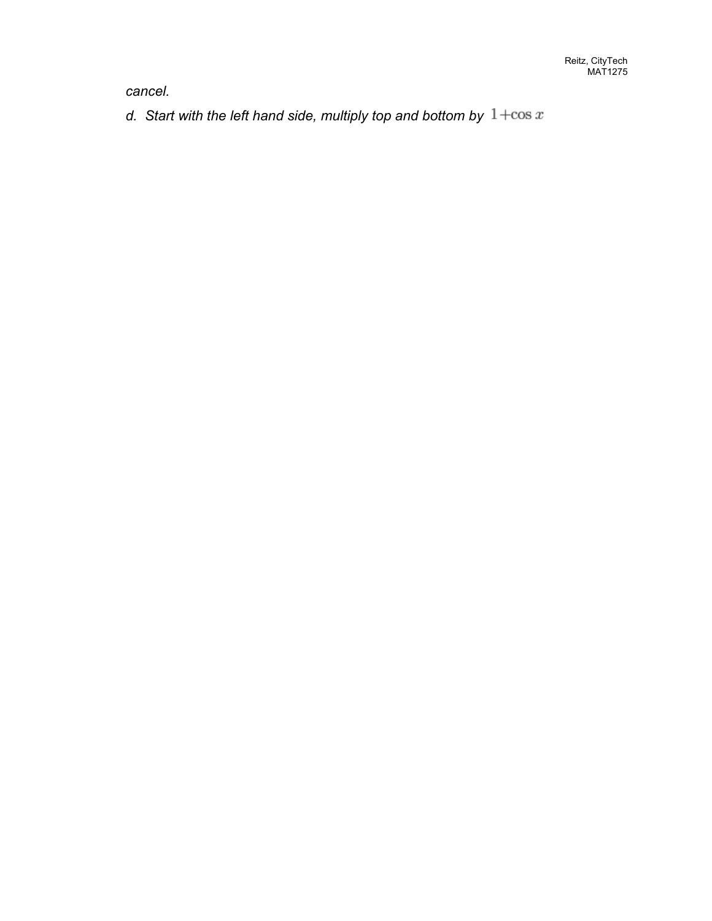*cancel.*

*d. Start with the left hand side, multiply top and bottom by* $1+\cos x$